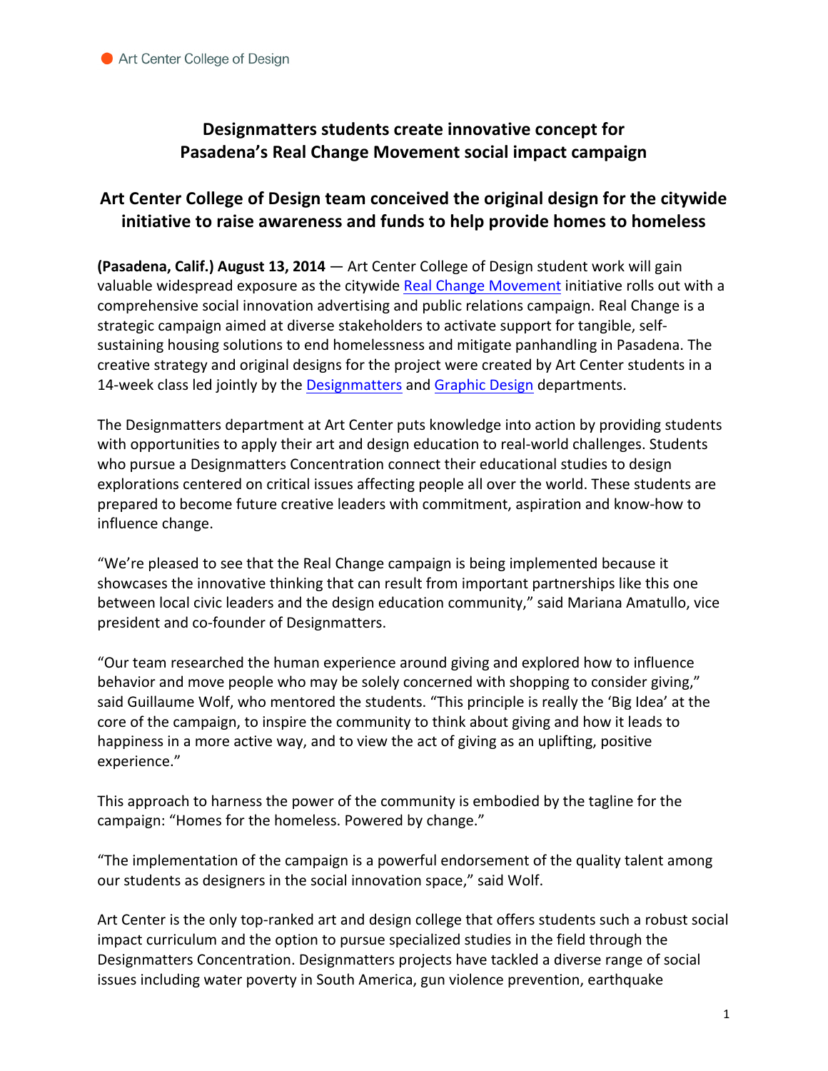Art Center College of Design

# Designmatters students create innovative concept for Pasadena's Real Change Movement social impact campaign

## Art Center College of Design team conceived the original design for the citywide initiative to raise awareness and funds to help provide homes to homeless

**(Pasadena, Calif.) August 13, 2014** — Art Center College of Design student work will gain valuable widespread exposure as the citywide Real Change Movement initiative rolls out with a comprehensive social innovation advertising and public relations campaign. Real Change is a strategic campaign aimed at diverse stakeholders to activate support for tangible, self-sustaining housing solutions to end homelessness and mitigate panhandling in Pasadena. The creative strategy and original designs for the project were created by Art Center students in a 14-week class led jointly by the Designmatters and Graphic Design departments.

The Designmatters department at Art Center puts knowledge into action by providing students with opportunities to apply their art and design education to real-world challenges. Students who pursue a Designmatters Concentration connect their educational studies to design explorations centered on critical issues affecting people all over the world. These students are prepared to become future creative leaders with commitment, aspiration and know-how to influence change.

"We're pleased to see that the Real Change campaign is being implemented because it showcases the innovative thinking that can result from important partnerships like this one between local civic leaders and the design education community," said Mariana Amatullo, vice president and co-founder of Designmatters.

"Our team researched the human experience around giving and explored how to influence behavior and move people who may be solely concerned with shopping to consider giving," said Guillaume Wolf, who mentored the students. "This principle is really the 'Big Idea' at the core of the campaign, to inspire the community to think about giving and how it leads to happiness in a more active way, and to view the act of giving as an uplifting, positive experience."

This approach to harness the power of the community is embodied by the tagline for the campaign: "Homes for the homeless. Powered by change."

"The implementation of the campaign is a powerful endorsement of the quality talent among our students as designers in the social innovation space," said Wolf.

Art Center is the only top-ranked art and design college that offers students such a robust social impact curriculum and the option to pursue specialized studies in the field through the Designmatters Concentration. Designmatters projects have tackled a diverse range of social issues including water poverty in South America, gun violence prevention, earthquake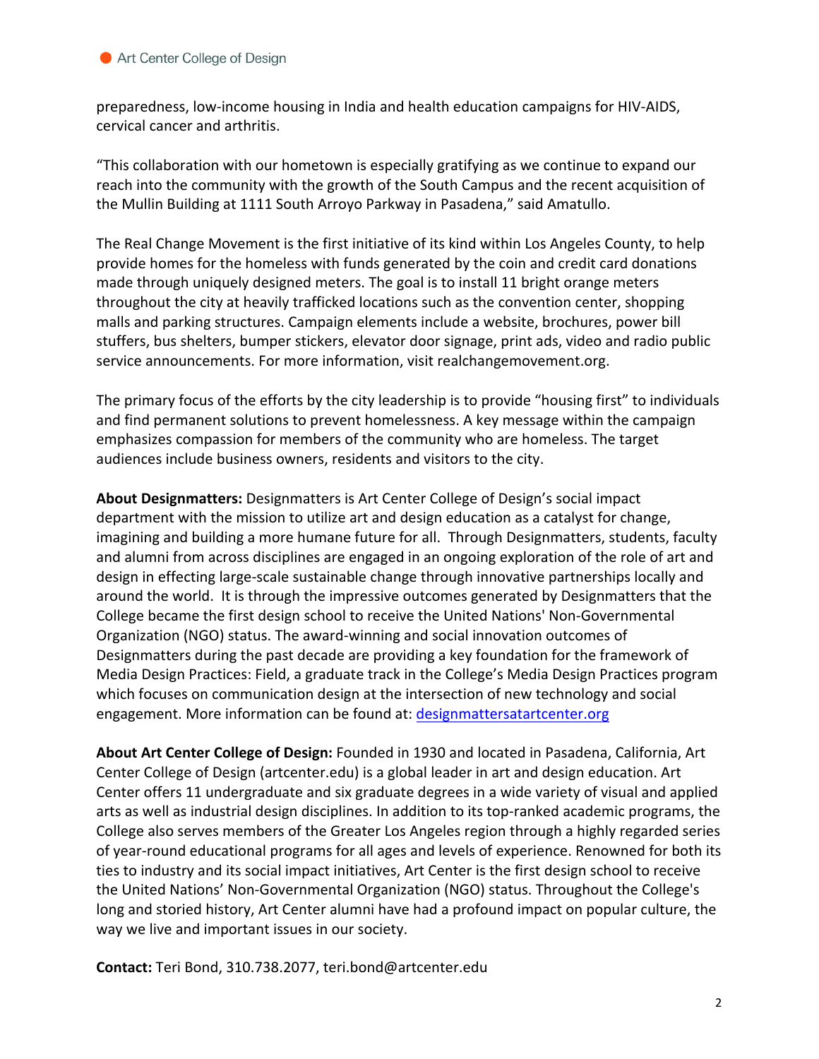preparedness, low-income housing in India and health education campaigns for HIV-AIDS, cervical cancer and arthritis.

"This collaboration with our hometown is especially gratifying as we continue to expand our reach into the community with the growth of the South Campus and the recent acquisition of the Mullin Building at 1111 South Arroyo Parkway in Pasadena," said Amatullo.

The Real Change Movement is the first initiative of its kind within Los Angeles County, to help provide homes for the homeless with funds generated by the coin and credit card donations made through uniquely designed meters. The goal is to install 11 bright orange meters throughout the city at heavily trafficked locations such as the convention center, shopping malls and parking structures. Campaign elements include a website, brochures, power bill stuffers, bus shelters, bumper stickers, elevator door signage, print ads, video and radio public service announcements. For more information, visit realchangemovement.org.

The primary focus of the efforts by the city leadership is to provide "housing first" to individuals and find permanent solutions to prevent homelessness. A key message within the campaign emphasizes compassion for members of the community who are homeless. The target audiences include business owners, residents and visitors to the city.

**About Designmatters:** Designmatters is Art Center College of Design's social impact department with the mission to utilize art and design education as a catalyst for change, imagining and building a more humane future for all. Through Designmatters, students, faculty and alumni from across disciplines are engaged in an ongoing exploration of the role of art and design in effecting large-scale sustainable change through innovative partnerships locally and around the world. It is through the impressive outcomes generated by Designmatters that the College became the first design school to receive the United Nations' Non-Governmental Organization (NGO) status. The award-winning and social innovation outcomes of Designmatters during the past decade are providing a key foundation for the framework of Media Design Practices: Field, a graduate track in the College's Media Design Practices program which focuses on communication design at the intersection of new technology and social engagement. More information can be found at: [designmattersatartcenter.org](designmattersatartcenter.org)

**About Art Center College of Design:** Founded in 1930 and located in Pasadena, California, Art Center College of Design (artcenter.edu) is a global leader in art and design education. Art Center offers 11 undergraduate and six graduate degrees in a wide variety of visual and applied arts as well as industrial design disciplines. In addition to its top-ranked academic programs, the College also serves members of the Greater Los Angeles region through a highly regarded series of year-round educational programs for all ages and levels of experience. Renowned for both its ties to industry and its social impact initiatives, Art Center is the first design school to receive the United Nations' Non-Governmental Organization (NGO) status. Throughout the College's long and storied history, Art Center alumni have had a profound impact on popular culture, the way we live and important issues in our society.

**Contact:** Teri Bond, 310.738.2077, teri.bond@artcenter.edu